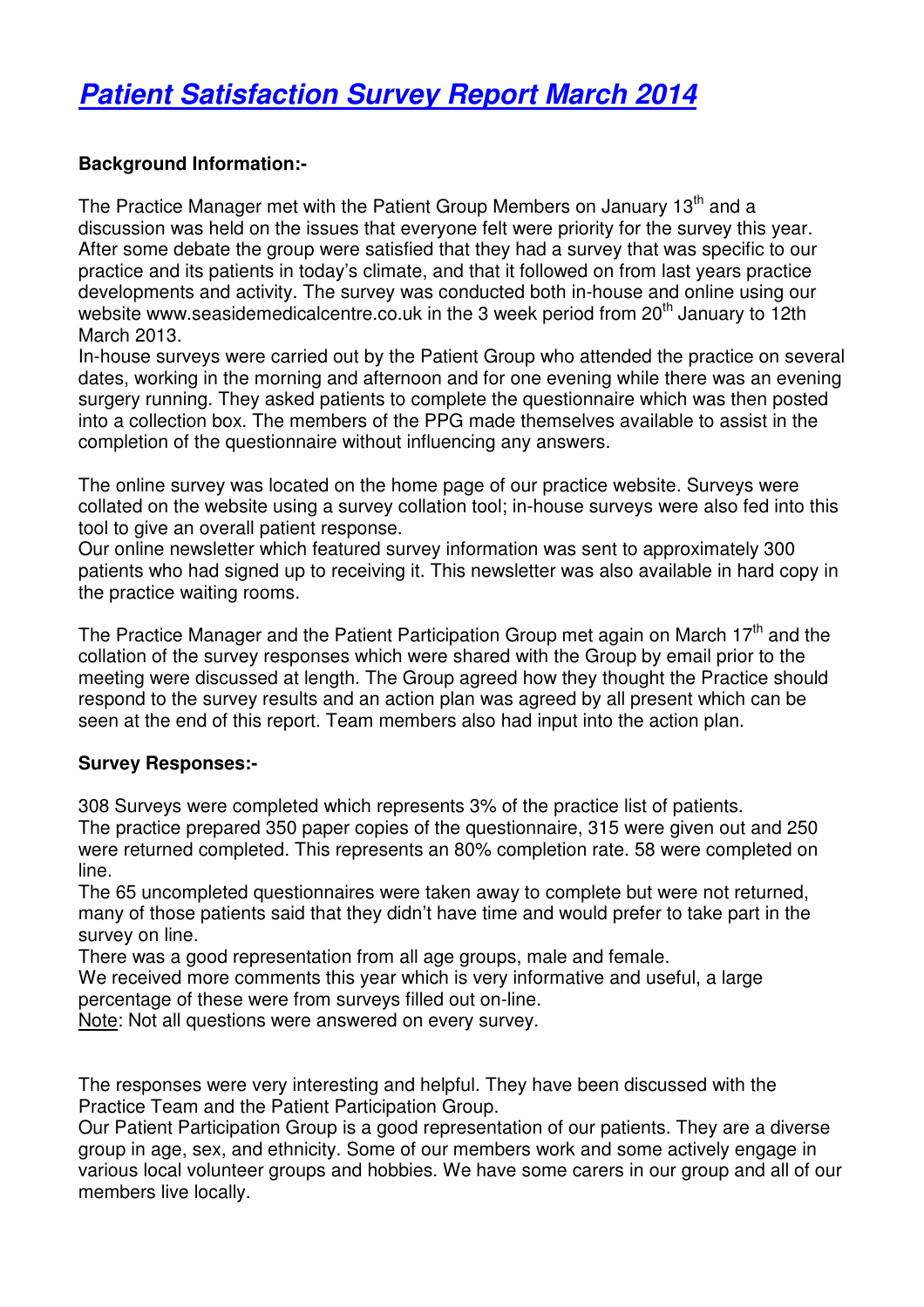# ***Patient Satisfaction Survey Report March 2014***

**Background Information:-**

The Practice Manager met with the Patient Group Members on January 13th and a discussion was held on the issues that everyone felt were priority for the survey this year. After some debate the group were satisfied that they had a survey that was specific to our practice and its patients in today's climate, and that it followed on from last years practice developments and activity. The survey was conducted both in-house and online using our website www.seasidemedicalcentre.co.uk in the 3 week period from 20th January to 12th March 2013.

In-house surveys were carried out by the Patient Group who attended the practice on several dates, working in the morning and afternoon and for one evening while there was an evening surgery running. They asked patients to complete the questionnaire which was then posted into a collection box. The members of the PPG made themselves available to assist in the completion of the questionnaire without influencing any answers.

The online survey was located on the home page of our practice website. Surveys were collated on the website using a survey collation tool; in-house surveys were also fed into this tool to give an overall patient response.

Our online newsletter which featured survey information was sent to approximately 300 patients who had signed up to receiving it. This newsletter was also available in hard copy in the practice waiting rooms.

The Practice Manager and the Patient Participation Group met again on March 17th and the collation of the survey responses which were shared with the Group by email prior to the meeting were discussed at length. The Group agreed how they thought the Practice should respond to the survey results and an action plan was agreed by all present which can be seen at the end of this report. Team members also had input into the action plan.

**Survey Responses:-**

308 Surveys were completed which represents 3% of the practice list of patients.

The practice prepared 350 paper copies of the questionnaire, 315 were given out and 250 were returned completed. This represents an 80% completion rate. 58 were completed on line.

The 65 uncompleted questionnaires were taken away to complete but were not returned, many of those patients said that they didn't have time and would prefer to take part in the survey on line.

There was a good representation from all age groups, male and female.

We received more comments this year which is very informative and useful, a large percentage of these were from surveys filled out on-line.

Note: Not all questions were answered on every survey.

The responses were very interesting and helpful. They have been discussed with the Practice Team and the Patient Participation Group.

Our Patient Participation Group is a good representation of our patients. They are a diverse group in age, sex, and ethnicity. Some of our members work and some actively engage in various local volunteer groups and hobbies. We have some carers in our group and all of our members live locally.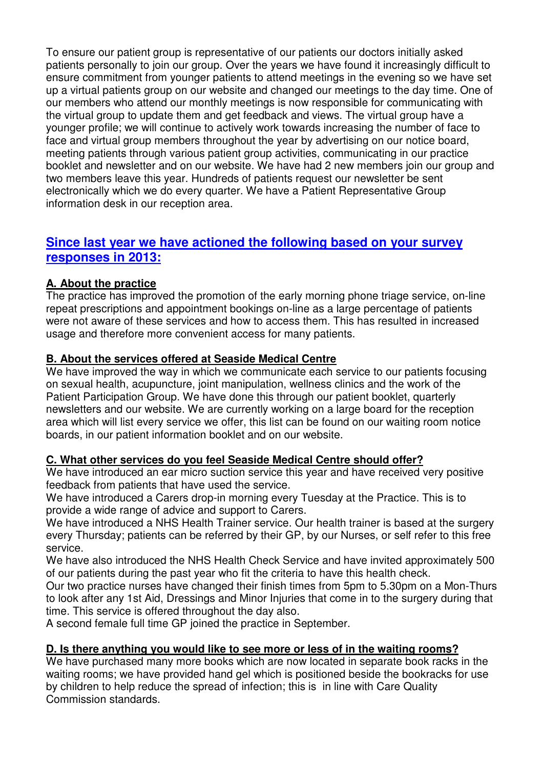To ensure our patient group is representative of our patients our doctors initially asked patients personally to join our group. Over the years we have found it increasingly difficult to ensure commitment from younger patients to attend meetings in the evening so we have set up a virtual patients group on our website and changed our meetings to the day time. One of our members who attend our monthly meetings is now responsible for communicating with the virtual group to update them and get feedback and views. The virtual group have a younger profile; we will continue to actively work towards increasing the number of face to face and virtual group members throughout the year by advertising on our notice board, meeting patients through various patient group activities, communicating in our practice booklet and newsletter and on our website. We have had 2 new members join our group and two members leave this year. Hundreds of patients request our newsletter be sent electronically which we do every quarter. We have a Patient Representative Group information desk in our reception area.

## Since last year we have actioned the following based on your survey responses in 2013:

### A. About the practice

The practice has improved the promotion of the early morning phone triage service, on-line repeat prescriptions and appointment bookings on-line as a large percentage of patients were not aware of these services and how to access them. This has resulted in increased usage and therefore more convenient access for many patients.

### B. About the services offered at Seaside Medical Centre

We have improved the way in which we communicate each service to our patients focusing on sexual health, acupuncture, joint manipulation, wellness clinics and the work of the Patient Participation Group. We have done this through our patient booklet, quarterly newsletters and our website. We are currently working on a large board for the reception area which will list every service we offer, this list can be found on our waiting room notice boards, in our patient information booklet and on our website.

### C. What other services do you feel Seaside Medical Centre should offer?

We have introduced an ear micro suction service this year and have received very positive feedback from patients that have used the service.

We have introduced a Carers drop-in morning every Tuesday at the Practice. This is to provide a wide range of advice and support to Carers.

We have introduced a NHS Health Trainer service. Our health trainer is based at the surgery every Thursday; patients can be referred by their GP, by our Nurses, or self refer to this free service.

We have also introduced the NHS Health Check Service and have invited approximately 500 of our patients during the past year who fit the criteria to have this health check.

Our two practice nurses have changed their finish times from 5pm to 5.30pm on a Mon-Thurs to look after any 1st Aid, Dressings and Minor Injuries that come in to the surgery during that time. This service is offered throughout the day also.

A second female full time GP joined the practice in September.

### D. Is there anything you would like to see more or less of in the waiting rooms?

We have purchased many more books which are now located in separate book racks in the waiting rooms; we have provided hand gel which is positioned beside the bookracks for use by children to help reduce the spread of infection; this is in line with Care Quality Commission standards.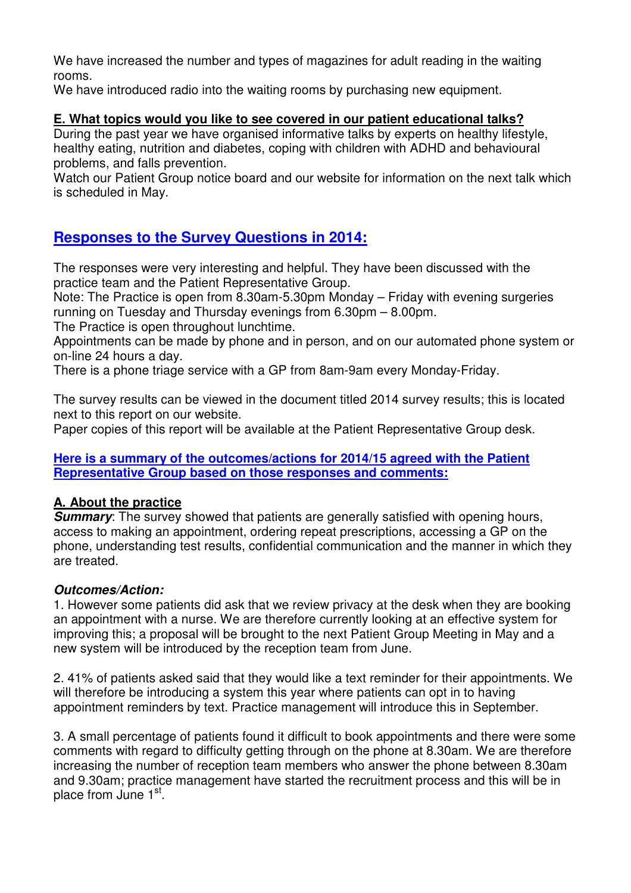We have increased the number and types of magazines for adult reading in the waiting rooms.
We have introduced radio into the waiting rooms by purchasing new equipment.

**E. What topics would you like to see covered in our patient educational talks?**
During the past year we have organised informative talks by experts on healthy lifestyle, healthy eating, nutrition and diabetes, coping with children with ADHD and behavioural problems, and falls prevention.
Watch our Patient Group notice board and our website for information on the next talk which is scheduled in May.

## Responses to the Survey Questions in 2014:

The responses were very interesting and helpful. They have been discussed with the practice team and the Patient Representative Group.
Note: The Practice is open from 8.30am-5.30pm Monday – Friday with evening surgeries running on Tuesday and Thursday evenings from 6.30pm – 8.00pm.
The Practice is open throughout lunchtime.
Appointments can be made by phone and in person, and on our automated phone system or on-line 24 hours a day.
There is a phone triage service with a GP from 8am-9am every Monday-Friday.

The survey results can be viewed in the document titled 2014 survey results; this is located next to this report on our website.
Paper copies of this report will be available at the Patient Representative Group desk.

**Here is a summary of the outcomes/actions for 2014/15 agreed with the Patient Representative Group based on those responses and comments:**

**A. About the practice**
***Summary***: The survey showed that patients are generally satisfied with opening hours, access to making an appointment, ordering repeat prescriptions, accessing a GP on the phone, understanding test results, confidential communication and the manner in which they are treated.

***Outcomes/Action:***
1. However some patients did ask that we review privacy at the desk when they are booking an appointment with a nurse. We are therefore currently looking at an effective system for improving this; a proposal will be brought to the next Patient Group Meeting in May and a new system will be introduced by the reception team from June.

2. 41% of patients asked said that they would like a text reminder for their appointments. We will therefore be introducing a system this year where patients can opt in to having appointment reminders by text. Practice management will introduce this in September.

3. A small percentage of patients found it difficult to book appointments and there were some comments with regard to difficulty getting through on the phone at 8.30am. We are therefore increasing the number of reception team members who answer the phone between 8.30am and 9.30am; practice management have started the recruitment process and this will be in place from June 1st.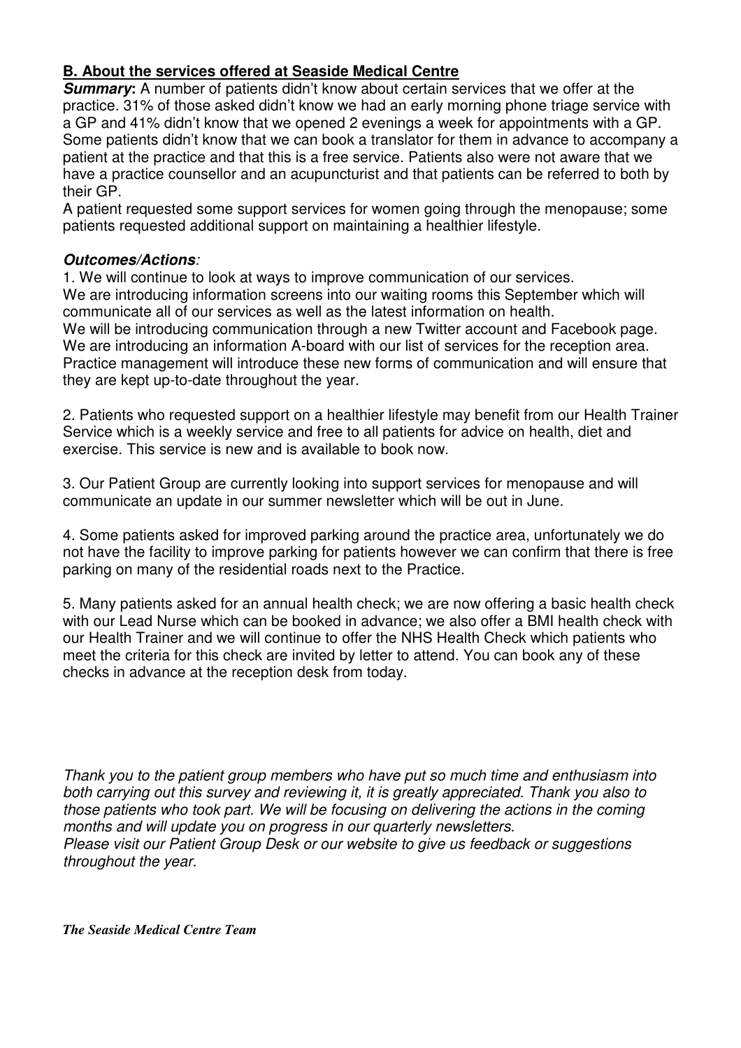## B. About the services offered at Seaside Medical Centre

***Summary*:** A number of patients didn't know about certain services that we offer at the practice. 31% of those asked didn't know we had an early morning phone triage service with a GP and 41% didn't know that we opened 2 evenings a week for appointments with a GP. Some patients didn't know that we can book a translator for them in advance to accompany a patient at the practice and that this is a free service. Patients also were not aware that we have a practice counsellor and an acupuncturist and that patients can be referred to both by their GP.

A patient requested some support services for women going through the menopause; some patients requested additional support on maintaining a healthier lifestyle.

***Outcomes/Actions*:**

1. We will continue to look at ways to improve communication of our services.
We are introducing information screens into our waiting rooms this September which will communicate all of our services as well as the latest information on health.
We will be introducing communication through a new Twitter account and Facebook page.
We are introducing an information A-board with our list of services for the reception area.
Practice management will introduce these new forms of communication and will ensure that they are kept up-to-date throughout the year.

2. Patients who requested support on a healthier lifestyle may benefit from our Health Trainer Service which is a weekly service and free to all patients for advice on health, diet and exercise. This service is new and is available to book now.

3. Our Patient Group are currently looking into support services for menopause and will communicate an update in our summer newsletter which will be out in June.

4. Some patients asked for improved parking around the practice area, unfortunately we do not have the facility to improve parking for patients however we can confirm that there is free parking on many of the residential roads next to the Practice.

5. Many patients asked for an annual health check; we are now offering a basic health check with our Lead Nurse which can be booked in advance; we also offer a BMI health check with our Health Trainer and we will continue to offer the NHS Health Check which patients who meet the criteria for this check are invited by letter to attend. You can book any of these checks in advance at the reception desk from today.

*Thank you to the patient group members who have put so much time and enthusiasm into both carrying out this survey and reviewing it, it is greatly appreciated. Thank you also to those patients who took part. We will be focusing on delivering the actions in the coming months and will update you on progress in our quarterly newsletters.*
*Please visit our Patient Group Desk or our website to give us feedback or suggestions throughout the year.*

***The Seaside Medical Centre Team***